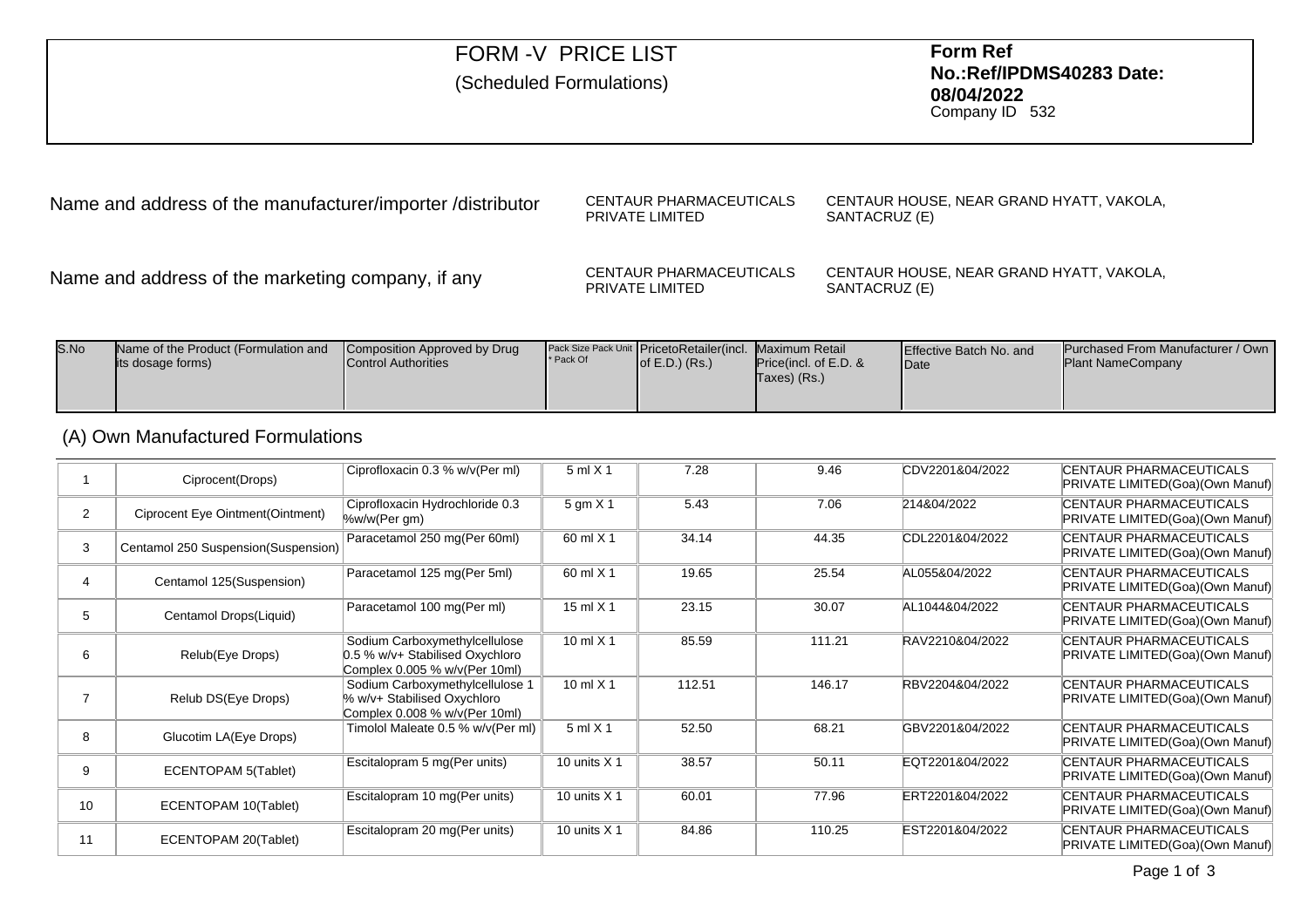# FORM -V PRICE LIST

(Scheduled Formulations)

**Form Ref No.:Ref/IPDMS40283 Date: 08/04/2022**
Company ID 532

Name and address of the manufacturer/importer /distributor — CENTAUR PHARMACEUTICALS PRIVATE LIMITED — CENTAUR HOUSE, NEAR GRAND HYATT, VAKOLA, SANTACRUZ (E)

Name and address of the marketing company, if any — CENTAUR PHARMACEUTICALS PRIVATE LIMITED — CENTAUR HOUSE, NEAR GRAND HYATT, VAKOLA, SANTACRUZ (E)

## (A) Own Manufactured Formulations

| S.No | Name of the Product (Formulation and its dosage forms) | Composition Approved by Drug Control Authorities | Pack Size Pack Unit * Pack Of | PricetoRetailer(incl. of E.D.) (Rs.) | Maximum Retail Price(incl. of E.D. & Taxes) (Rs.) | Effective Batch No. and Date | Purchased From Manufacturer / Own Plant NameCompany |
|---|---|---|---|---|---|---|---|
| 1 | Ciprocent(Drops) | Ciprofloxacin 0.3 % w/v(Per ml) | 5 ml X 1 | 7.28 | 9.46 | CDV2201&04/2022 | CENTAUR PHARMACEUTICALS PRIVATE LIMITED(Goa)(Own Manuf) |
| 2 | Ciprocent Eye Ointment(Ointment) | Ciprofloxacin Hydrochloride 0.3 %w/w(Per gm) | 5 gm X 1 | 5.43 | 7.06 | 214&04/2022 | CENTAUR PHARMACEUTICALS PRIVATE LIMITED(Goa)(Own Manuf) |
| 3 | Centamol 250 Suspension(Suspension) | Paracetamol 250 mg(Per 60ml) | 60 ml X 1 | 34.14 | 44.35 | CDL2201&04/2022 | CENTAUR PHARMACEUTICALS PRIVATE LIMITED(Goa)(Own Manuf) |
| 4 | Centamol 125(Suspension) | Paracetamol 125 mg(Per 5ml) | 60 ml X 1 | 19.65 | 25.54 | AL055&04/2022 | CENTAUR PHARMACEUTICALS PRIVATE LIMITED(Goa)(Own Manuf) |
| 5 | Centamol Drops(Liquid) | Paracetamol 100 mg(Per ml) | 15 ml X 1 | 23.15 | 30.07 | AL1044&04/2022 | CENTAUR PHARMACEUTICALS PRIVATE LIMITED(Goa)(Own Manuf) |
| 6 | Relub(Eye Drops) | Sodium Carboxymethylcellulose 0.5 % w/v+ Stabilised Oxychloro Complex 0.005 % w/v(Per 10ml) | 10 ml X 1 | 85.59 | 111.21 | RAV2210&04/2022 | CENTAUR PHARMACEUTICALS PRIVATE LIMITED(Goa)(Own Manuf) |
| 7 | Relub DS(Eye Drops) | Sodium Carboxymethylcellulose 1 % w/v+ Stabilised Oxychloro Complex 0.008 % w/v(Per 10ml) | 10 ml X 1 | 112.51 | 146.17 | RBV2204&04/2022 | CENTAUR PHARMACEUTICALS PRIVATE LIMITED(Goa)(Own Manuf) |
| 8 | Glucotim LA(Eye Drops) | Timolol Maleate 0.5 % w/v(Per ml) | 5 ml X 1 | 52.50 | 68.21 | GBV2201&04/2022 | CENTAUR PHARMACEUTICALS PRIVATE LIMITED(Goa)(Own Manuf) |
| 9 | ECENTOPAM 5(Tablet) | Escitalopram 5 mg(Per units) | 10 units X 1 | 38.57 | 50.11 | EQT2201&04/2022 | CENTAUR PHARMACEUTICALS PRIVATE LIMITED(Goa)(Own Manuf) |
| 10 | ECENTOPAM 10(Tablet) | Escitalopram 10 mg(Per units) | 10 units X 1 | 60.01 | 77.96 | ERT2201&04/2022 | CENTAUR PHARMACEUTICALS PRIVATE LIMITED(Goa)(Own Manuf) |
| 11 | ECENTOPAM 20(Tablet) | Escitalopram 20 mg(Per units) | 10 units X 1 | 84.86 | 110.25 | EST2201&04/2022 | CENTAUR PHARMACEUTICALS PRIVATE LIMITED(Goa)(Own Manuf) |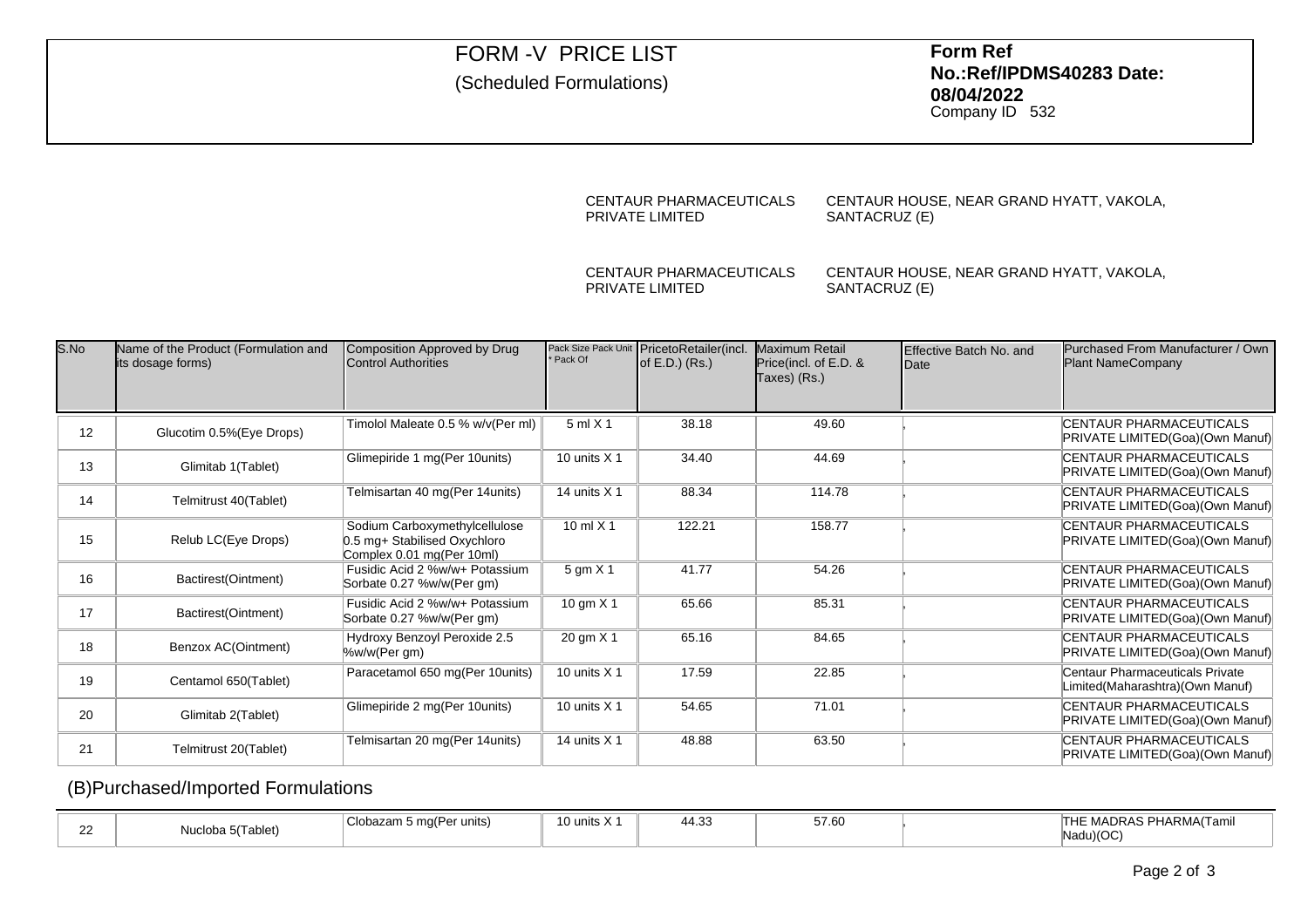# FORM -V PRICE LIST

(Scheduled Formulations)

**Form Ref No.:Ref/IPDMS40283 Date: 08/04/2022**
Company ID 532

CENTAUR PHARMACEUTICALS PRIVATE LIMITED — CENTAUR HOUSE, NEAR GRAND HYATT, VAKOLA, SANTACRUZ (E)

CENTAUR PHARMACEUTICALS PRIVATE LIMITED — CENTAUR HOUSE, NEAR GRAND HYATT, VAKOLA, SANTACRUZ (E)

| S.No | Name of the Product (Formulation and its dosage forms) | Composition Approved by Drug Control Authorities | Pack Size Pack Unit * Pack Of | PricetoRetailer(incl. of E.D.) (Rs.) | Maximum Retail Price(incl. of E.D. & Taxes) (Rs.) | Effective Batch No. and Date | Purchased From Manufacturer / Own Plant NameCompany |
|---|---|---|---|---|---|---|---|
| 12 | Glucotim 0.5%(Eye Drops) | Timolol Maleate 0.5 % w/v(Per ml) | 5 ml X 1 | 38.18 | 49.60 | , | CENTAUR PHARMACEUTICALS PRIVATE LIMITED(Goa)(Own Manuf) |
| 13 | Glimitab 1(Tablet) | Glimepiride 1 mg(Per 10units) | 10 units X 1 | 34.40 | 44.69 | , | CENTAUR PHARMACEUTICALS PRIVATE LIMITED(Goa)(Own Manuf) |
| 14 | Telmitrust 40(Tablet) | Telmisartan 40 mg(Per 14units) | 14 units X 1 | 88.34 | 114.78 | , | CENTAUR PHARMACEUTICALS PRIVATE LIMITED(Goa)(Own Manuf) |
| 15 | Relub LC(Eye Drops) | Sodium Carboxymethylcellulose 0.5 mg+ Stabilised Oxychloro Complex 0.01 mg(Per 10ml) | 10 ml X 1 | 122.21 | 158.77 | , | CENTAUR PHARMACEUTICALS PRIVATE LIMITED(Goa)(Own Manuf) |
| 16 | Bactirest(Ointment) | Fusidic Acid 2 %w/w+ Potassium Sorbate 0.27 %w/w(Per gm) | 5 gm X 1 | 41.77 | 54.26 | , | CENTAUR PHARMACEUTICALS PRIVATE LIMITED(Goa)(Own Manuf) |
| 17 | Bactirest(Ointment) | Fusidic Acid 2 %w/w+ Potassium Sorbate 0.27 %w/w(Per gm) | 10 gm X 1 | 65.66 | 85.31 | , | CENTAUR PHARMACEUTICALS PRIVATE LIMITED(Goa)(Own Manuf) |
| 18 | Benzox AC(Ointment) | Hydroxy Benzoyl Peroxide 2.5 %w/w(Per gm) | 20 gm X 1 | 65.16 | 84.65 | , | CENTAUR PHARMACEUTICALS PRIVATE LIMITED(Goa)(Own Manuf) |
| 19 | Centamol 650(Tablet) | Paracetamol 650 mg(Per 10units) | 10 units X 1 | 17.59 | 22.85 | , | Centaur Pharmaceuticals Private Limited(Maharashtra)(Own Manuf) |
| 20 | Glimitab 2(Tablet) | Glimepiride 2 mg(Per 10units) | 10 units X 1 | 54.65 | 71.01 | , | CENTAUR PHARMACEUTICALS PRIVATE LIMITED(Goa)(Own Manuf) |
| 21 | Telmitrust 20(Tablet) | Telmisartan 20 mg(Per 14units) | 14 units X 1 | 48.88 | 63.50 | , | CENTAUR PHARMACEUTICALS PRIVATE LIMITED(Goa)(Own Manuf) |

## (B)Purchased/Imported Formulations

| S.No | Name of the Product (Formulation and its dosage forms) | Composition Approved by Drug Control Authorities | Pack Size Pack Unit * Pack Of | PricetoRetailer(incl. of E.D.) (Rs.) | Maximum Retail Price(incl. of E.D. & Taxes) (Rs.) | Effective Batch No. and Date | Purchased From Manufacturer / Own Plant NameCompany |
|---|---|---|---|---|---|---|---|
| 22 | Nucloba 5(Tablet) | Clobazam 5 mg(Per units) | 10 units X 1 | 44.33 | 57.60 | , | THE MADRAS PHARMA(Tamil Nadu)(OC) |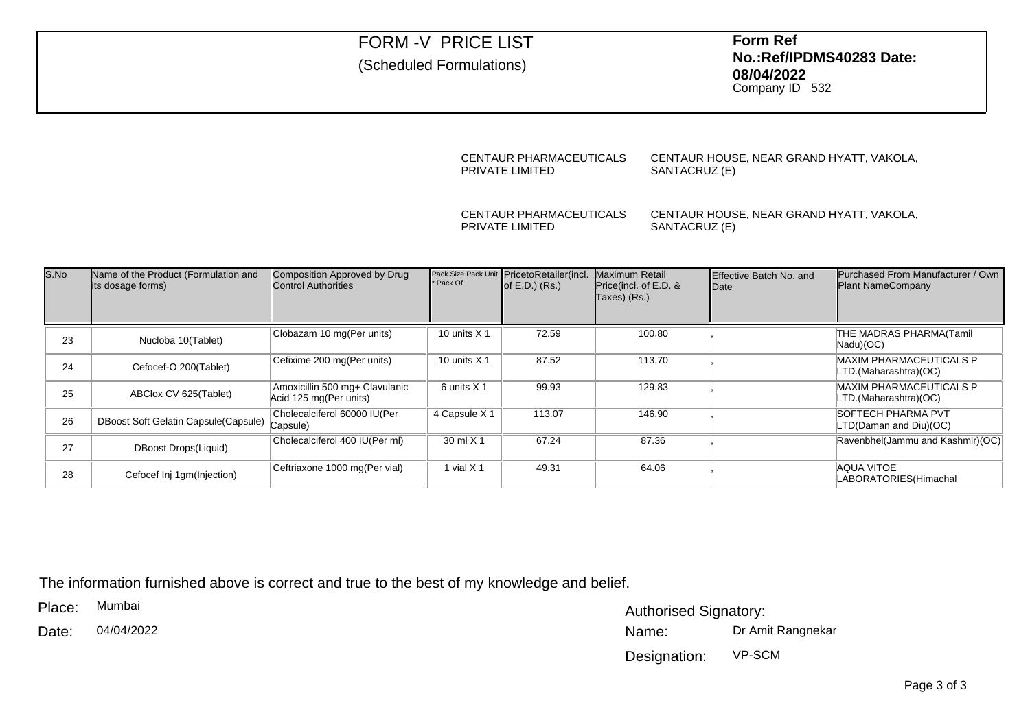# FORM -V PRICE LIST

(Scheduled Formulations)

**Form Ref No.:Ref/IPDMS40283 Date: 08/04/2022**
Company ID 532

CENTAUR PHARMACEUTICALS PRIVATE LIMITED — CENTAUR HOUSE, NEAR GRAND HYATT, VAKOLA, SANTACRUZ (E)

CENTAUR PHARMACEUTICALS PRIVATE LIMITED — CENTAUR HOUSE, NEAR GRAND HYATT, VAKOLA, SANTACRUZ (E)

| S.No | Name of the Product (Formulation and its dosage forms) | Composition Approved by Drug Control Authorities | Pack Size Pack Unit * Pack Of | PricetoRetailer(incl. of E.D.) (Rs.) | Maximum Retail Price(incl. of E.D. & Taxes) (Rs.) | Effective Batch No. and Date | Purchased From Manufacturer / Own Plant NameCompany |
|---|---|---|---|---|---|---|---|
| 23 | Nucloba 10(Tablet) | Clobazam 10 mg(Per units) | 10 units X 1 | 72.59 | 100.80 | , | THE MADRAS PHARMA(Tamil Nadu)(OC) |
| 24 | Cefocef-O 200(Tablet) | Cefixime 200 mg(Per units) | 10 units X 1 | 87.52 | 113.70 | , | MAXIM PHARMACEUTICALS P LTD.(Maharashtra)(OC) |
| 25 | ABClox CV 625(Tablet) | Amoxicillin 500 mg+ Clavulanic Acid 125 mg(Per units) | 6 units X 1 | 99.93 | 129.83 | , | MAXIM PHARMACEUTICALS P LTD.(Maharashtra)(OC) |
| 26 | DBoost Soft Gelatin Capsule(Capsule) | Cholecalciferol 60000 IU(Per Capsule) | 4 Capsule X 1 | 113.07 | 146.90 | , | SOFTECH PHARMA PVT LTD(Daman and Diu)(OC) |
| 27 | DBoost Drops(Liquid) | Cholecalciferol 400 IU(Per ml) | 30 ml X 1 | 67.24 | 87.36 | , | Ravenbhel(Jammu and Kashmir)(OC) |
| 28 | Cefocef Inj 1gm(Injection) | Ceftriaxone 1000 mg(Per vial) | 1 vial X 1 | 49.31 | 64.06 | , | AQUA VITOE LABORATORIES(Himachal |

The information furnished above is correct and true to the best of my knowledge and belief.

Place: Mumbai

Date: 04/04/2022

Authorised Signatory:

Name: Dr Amit Rangnekar

Designation: VP-SCM